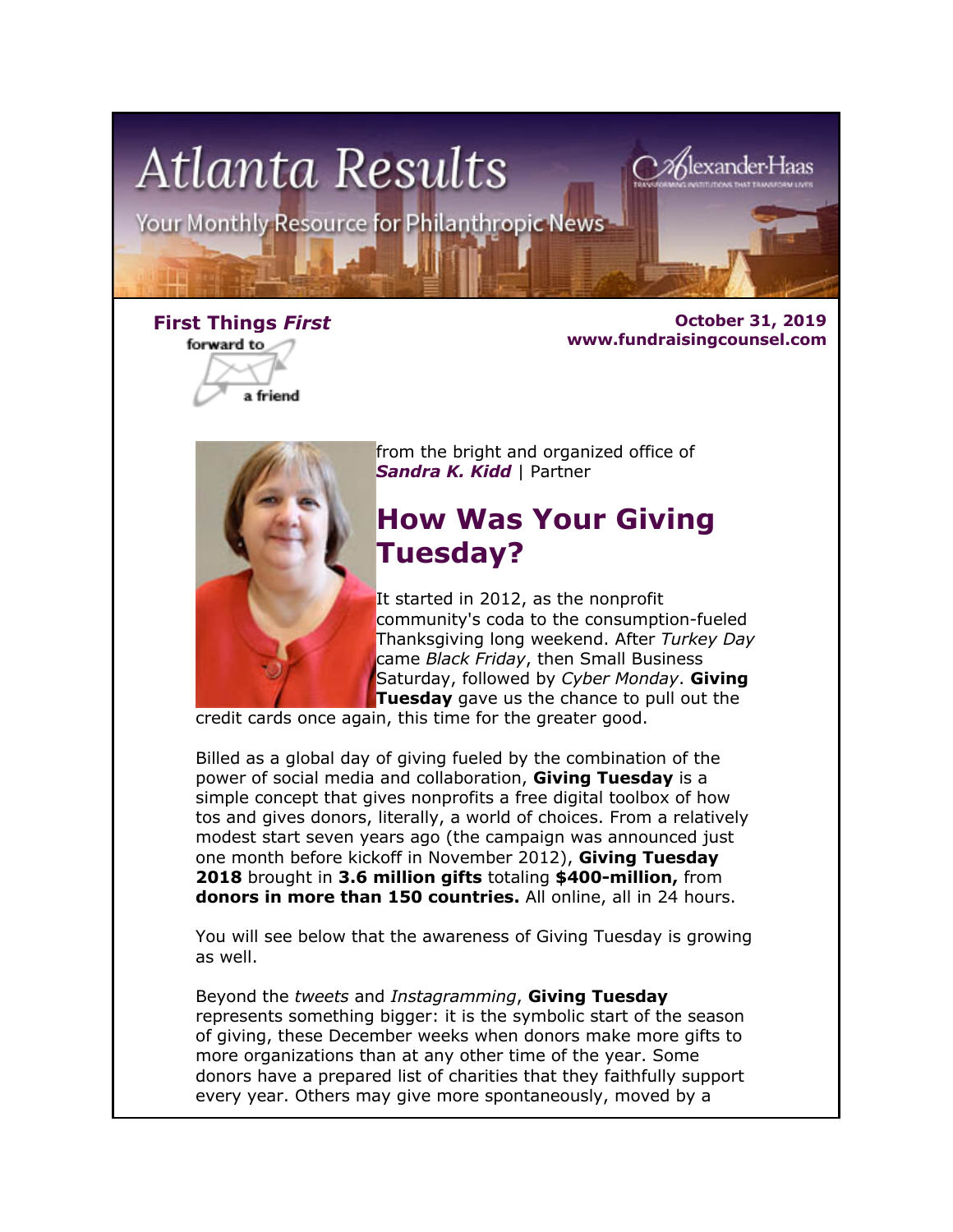# Atlanta Results

Your Monthly Resource for Philanthropic News

**First Things *First***

**October 31, 2019**
**www.fundraisingcounsel.com**

from the bright and organized office of
***Sandra K. Kidd*** | Partner

## How Was Your Giving Tuesday?

It started in 2012, as the nonprofit community's coda to the consumption-fueled Thanksgiving long weekend. After *Turkey Day* came *Black Friday*, then Small Business Saturday, followed by *Cyber Monday*. **Giving Tuesday** gave us the chance to pull out the credit cards once again, this time for the greater good.

Billed as a global day of giving fueled by the combination of the power of social media and collaboration, **Giving Tuesday** is a simple concept that gives nonprofits a free digital toolbox of how tos and gives donors, literally, a world of choices. From a relatively modest start seven years ago (the campaign was announced just one month before kickoff in November 2012), **Giving Tuesday 2018** brought in **3.6 million gifts** totaling **$400-million,** from **donors in more than 150 countries.** All online, all in 24 hours.

You will see below that the awareness of Giving Tuesday is growing as well.

Beyond the *tweets* and *Instagramming*, **Giving Tuesday** represents something bigger: it is the symbolic start of the season of giving, these December weeks when donors make more gifts to more organizations than at any other time of the year. Some donors have a prepared list of charities that they faithfully support every year. Others may give more spontaneously, moved by a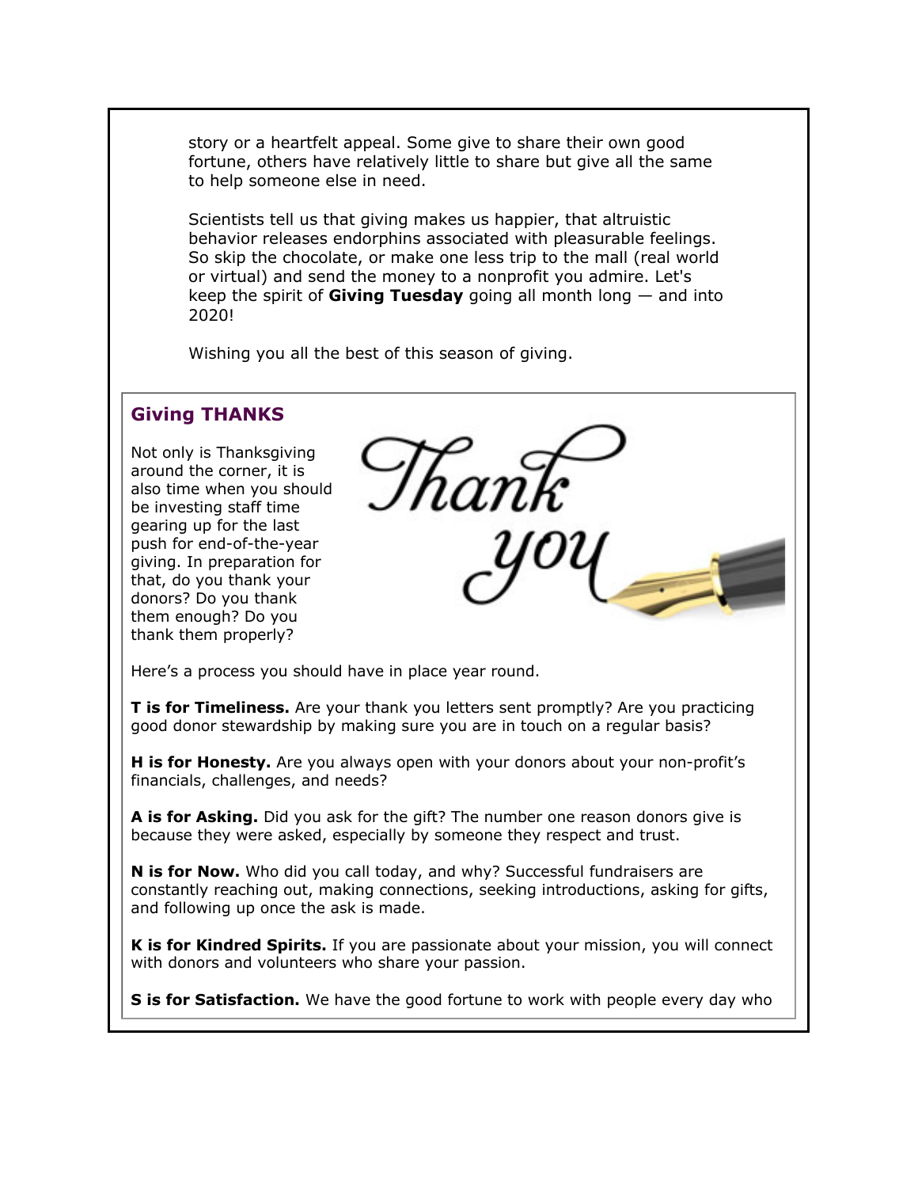story or a heartfelt appeal. Some give to share their own good fortune, others have relatively little to share but give all the same to help someone else in need.

Scientists tell us that giving makes us happier, that altruistic behavior releases endorphins associated with pleasurable feelings. So skip the chocolate, or make one less trip to the mall (real world or virtual) and send the money to a nonprofit you admire. Let's keep the spirit of **Giving Tuesday** going all month long — and into 2020!

Wishing you all the best of this season of giving.

## Giving THANKS

Not only is Thanksgiving around the corner, it is also time when you should be investing staff time gearing up for the last push for end-of-the-year giving. In preparation for that, do you thank your donors? Do you thank them enough? Do you thank them properly?

Here's a process you should have in place year round.

**T is for Timeliness.** Are your thank you letters sent promptly? Are you practicing good donor stewardship by making sure you are in touch on a regular basis?

**H is for Honesty.** Are you always open with your donors about your non-profit's financials, challenges, and needs?

**A is for Asking.** Did you ask for the gift? The number one reason donors give is because they were asked, especially by someone they respect and trust.

**N is for Now.** Who did you call today, and why? Successful fundraisers are constantly reaching out, making connections, seeking introductions, asking for gifts, and following up once the ask is made.

**K is for Kindred Spirits.** If you are passionate about your mission, you will connect with donors and volunteers who share your passion.

**S is for Satisfaction.** We have the good fortune to work with people every day who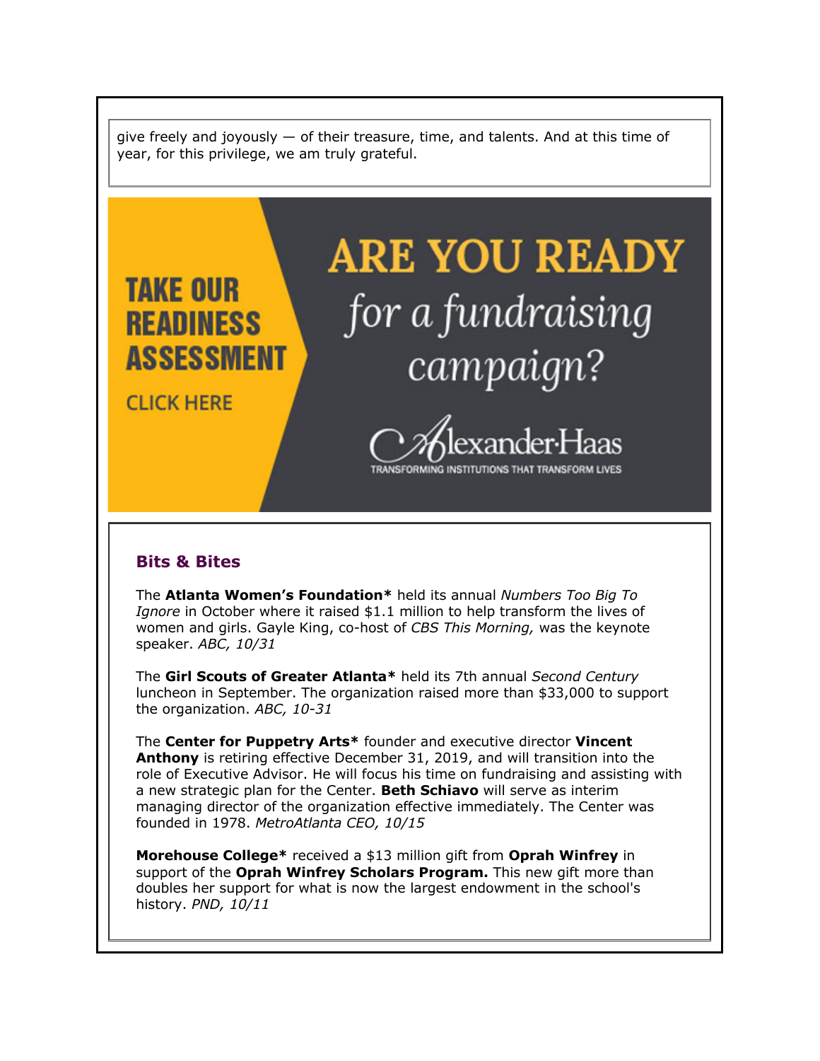give freely and joyously — of their treasure, time, and talents. And at this time of year, for this privilege, we am truly grateful.

**TAKE OUR READINESS ASSESSMENT**

CLICK HERE

**ARE YOU READY** *for a fundraising campaign?*

AlexanderHaas

TRANSFORMING INSTITUTIONS THAT TRANSFORM LIVES

### Bits & Bites

The **Atlanta Women's Foundation*** held its annual *Numbers Too Big To Ignore* in October where it raised $1.1 million to help transform the lives of women and girls. Gayle King, co-host of *CBS This Morning,* was the keynote speaker. *ABC, 10/31*

The **Girl Scouts of Greater Atlanta*** held its 7th annual *Second Century* luncheon in September. The organization raised more than $33,000 to support the organization. *ABC, 10-31*

The **Center for Puppetry Arts*** founder and executive director **Vincent Anthony** is retiring effective December 31, 2019, and will transition into the role of Executive Advisor. He will focus his time on fundraising and assisting with a new strategic plan for the Center. **Beth Schiavo** will serve as interim managing director of the organization effective immediately. The Center was founded in 1978. *MetroAtlanta CEO, 10/15*

**Morehouse College*** received a $13 million gift from **Oprah Winfrey** in support of the **Oprah Winfrey Scholars Program.** This new gift more than doubles her support for what is now the largest endowment in the school's history. *PND, 10/11*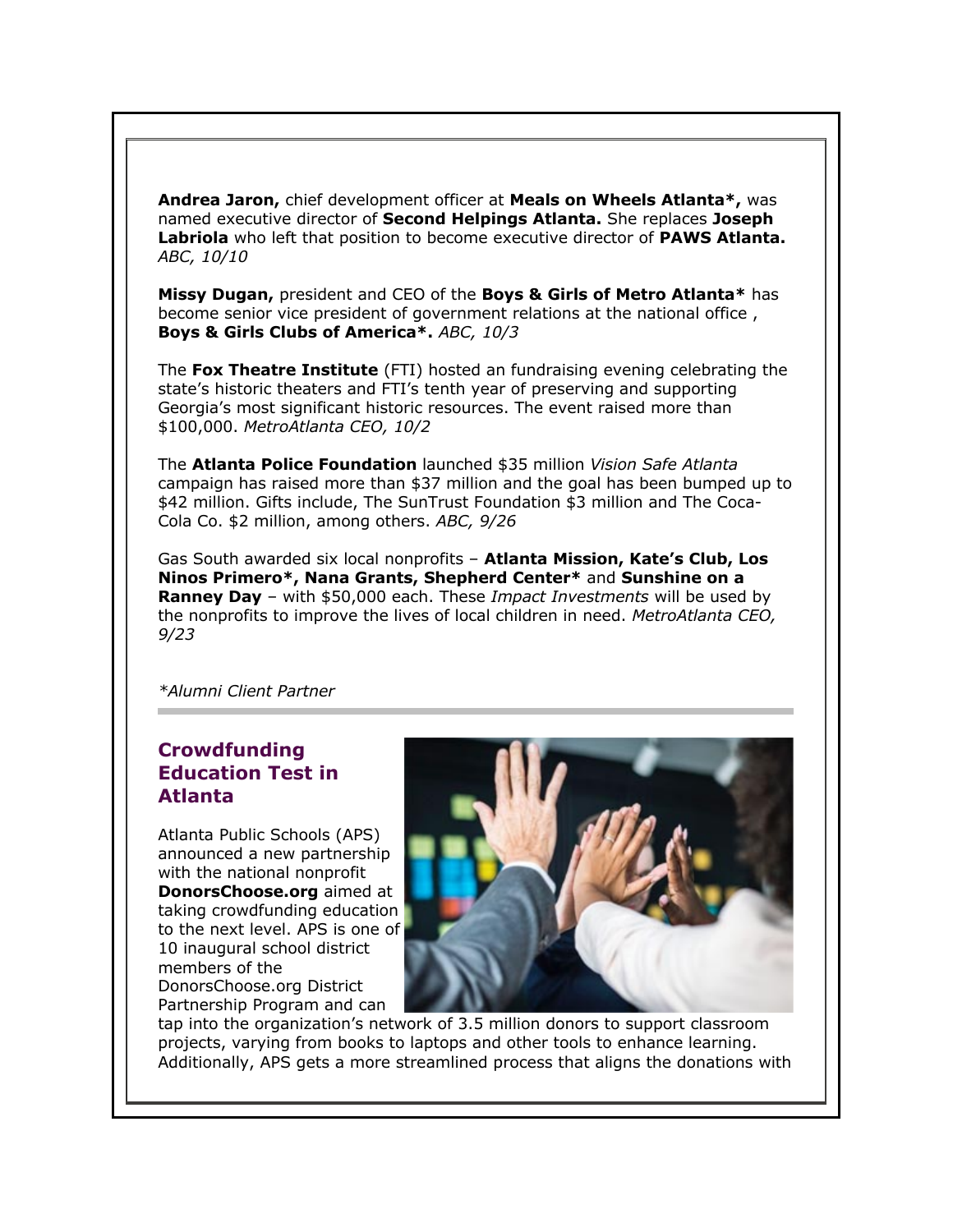**Andrea Jaron,** chief development officer at **Meals on Wheels Atlanta*,** was named executive director of **Second Helpings Atlanta.** She replaces **Joseph Labriola** who left that position to become executive director of **PAWS Atlanta.** *ABC, 10/10*

**Missy Dugan,** president and CEO of the **Boys & Girls of Metro Atlanta*** has become senior vice president of government relations at the national office , **Boys & Girls Clubs of America*.** *ABC, 10/3*

The **Fox Theatre Institute** (FTI) hosted an fundraising evening celebrating the state's historic theaters and FTI's tenth year of preserving and supporting Georgia's most significant historic resources. The event raised more than $100,000. *MetroAtlanta CEO, 10/2*

The **Atlanta Police Foundation** launched $35 million *Vision Safe Atlanta* campaign has raised more than $37 million and the goal has been bumped up to $42 million. Gifts include, The SunTrust Foundation $3 million and The Coca-Cola Co. $2 million, among others. *ABC, 9/26*

Gas South awarded six local nonprofits – **Atlanta Mission, Kate's Club, Los Ninos Primero*, Nana Grants, Shepherd Center*** and **Sunshine on a Ranney Day** – with $50,000 each. These *Impact Investments* will be used by the nonprofits to improve the lives of local children in need. *MetroAtlanta CEO, 9/23*

**Alumni Client Partner* (italic)

---

## Crowdfunding Education Test in Atlanta

Atlanta Public Schools (APS) announced a new partnership with the national nonprofit **DonorsChoose.org** aimed at taking crowdfunding education to the next level. APS is one of 10 inaugural school district members of the DonorsChoose.org District Partnership Program and can tap into the organization's network of 3.5 million donors to support classroom projects, varying from books to laptops and other tools to enhance learning. Additionally, APS gets a more streamlined process that aligns the donations with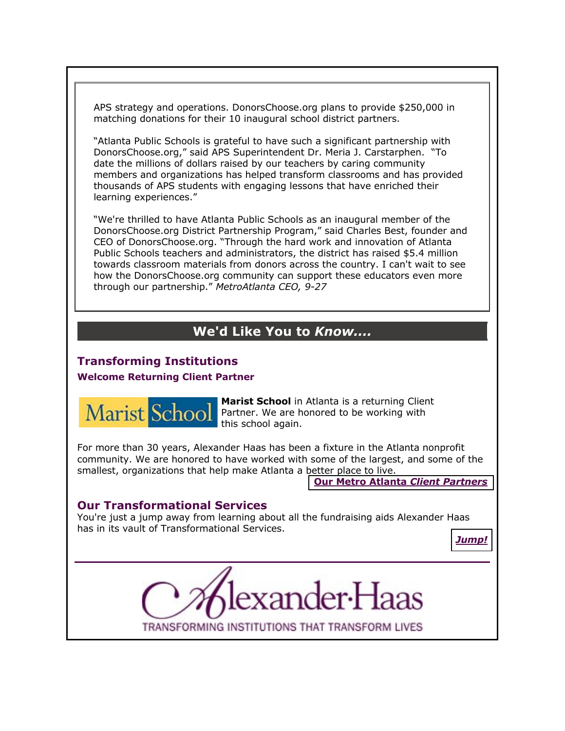APS strategy and operations. DonorsChoose.org plans to provide $250,000 in matching donations for their 10 inaugural school district partners.

"Atlanta Public Schools is grateful to have such a significant partnership with DonorsChoose.org," said APS Superintendent Dr. Meria J. Carstarphen. "To date the millions of dollars raised by our teachers by caring community members and organizations has helped transform classrooms and has provided thousands of APS students with engaging lessons that have enriched their learning experiences."

"We're thrilled to have Atlanta Public Schools as an inaugural member of the DonorsChoose.org District Partnership Program," said Charles Best, founder and CEO of DonorsChoose.org. "Through the hard work and innovation of Atlanta Public Schools teachers and administrators, the district has raised $5.4 million towards classroom materials from donors across the country. I can't wait to see how the DonorsChoose.org community can support these educators even more through our partnership." *MetroAtlanta CEO, 9-27*

## We'd Like You to *Know....*

### Transforming Institutions

#### Welcome Returning Client Partner

Marist School

**Marist School** in Atlanta is a returning Client Partner. We are honored to be working with this school again.

For more than 30 years, Alexander Haas has been a fixture in the Atlanta nonprofit community. We are honored to have worked with some of the largest, and some of the smallest, organizations that help make Atlanta a better place to live.

**Our Metro Atlanta *Client Partners***

### Our Transformational Services

You're just a jump away from learning about all the fundraising aids Alexander Haas has in its vault of Transformational Services.

***Jump!***

Alexander·Haas

TRANSFORMING INSTITUTIONS THAT TRANSFORM LIVES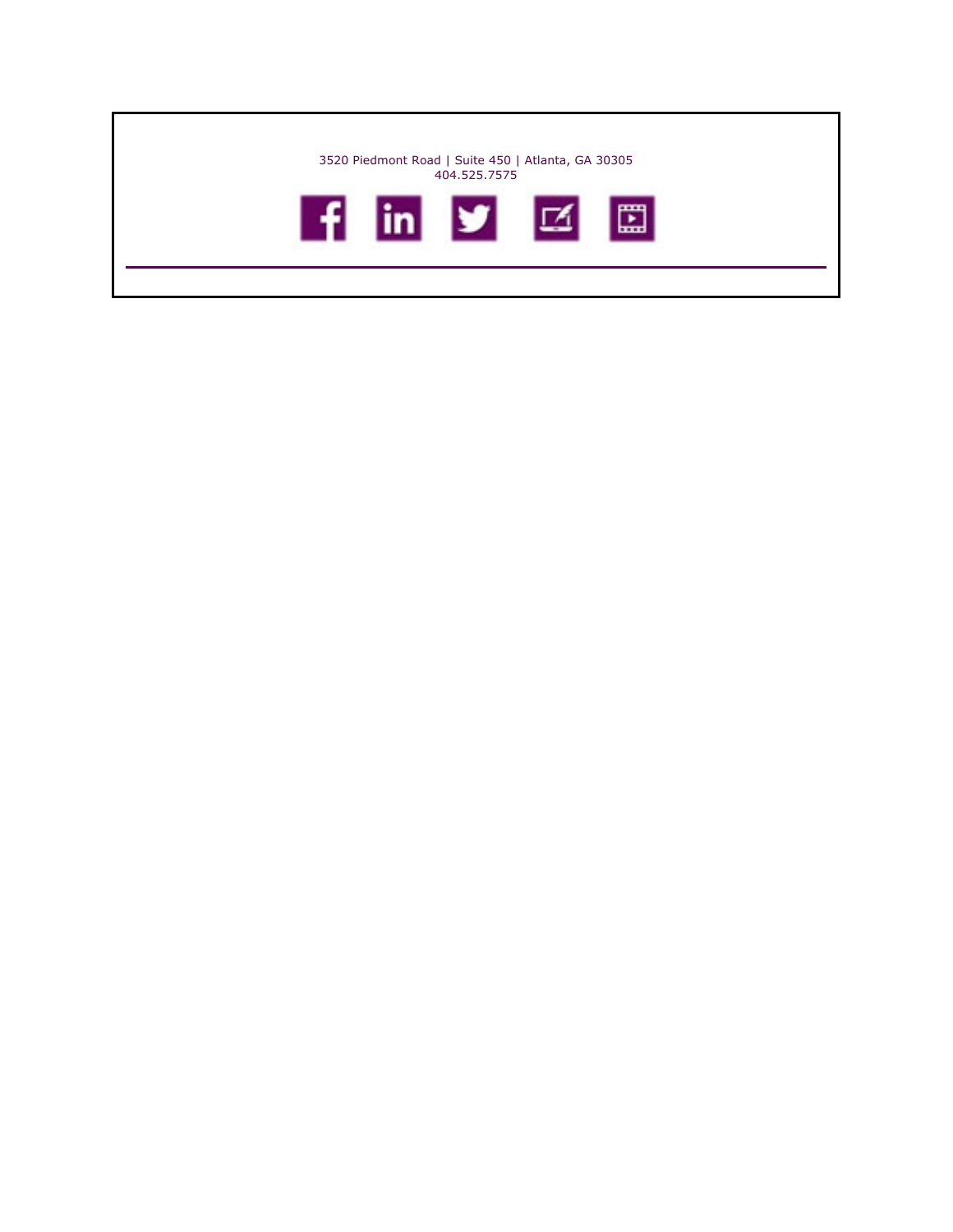3520 Piedmont Road | Suite 450 | Atlanta, GA 30305
404.525.7575

---